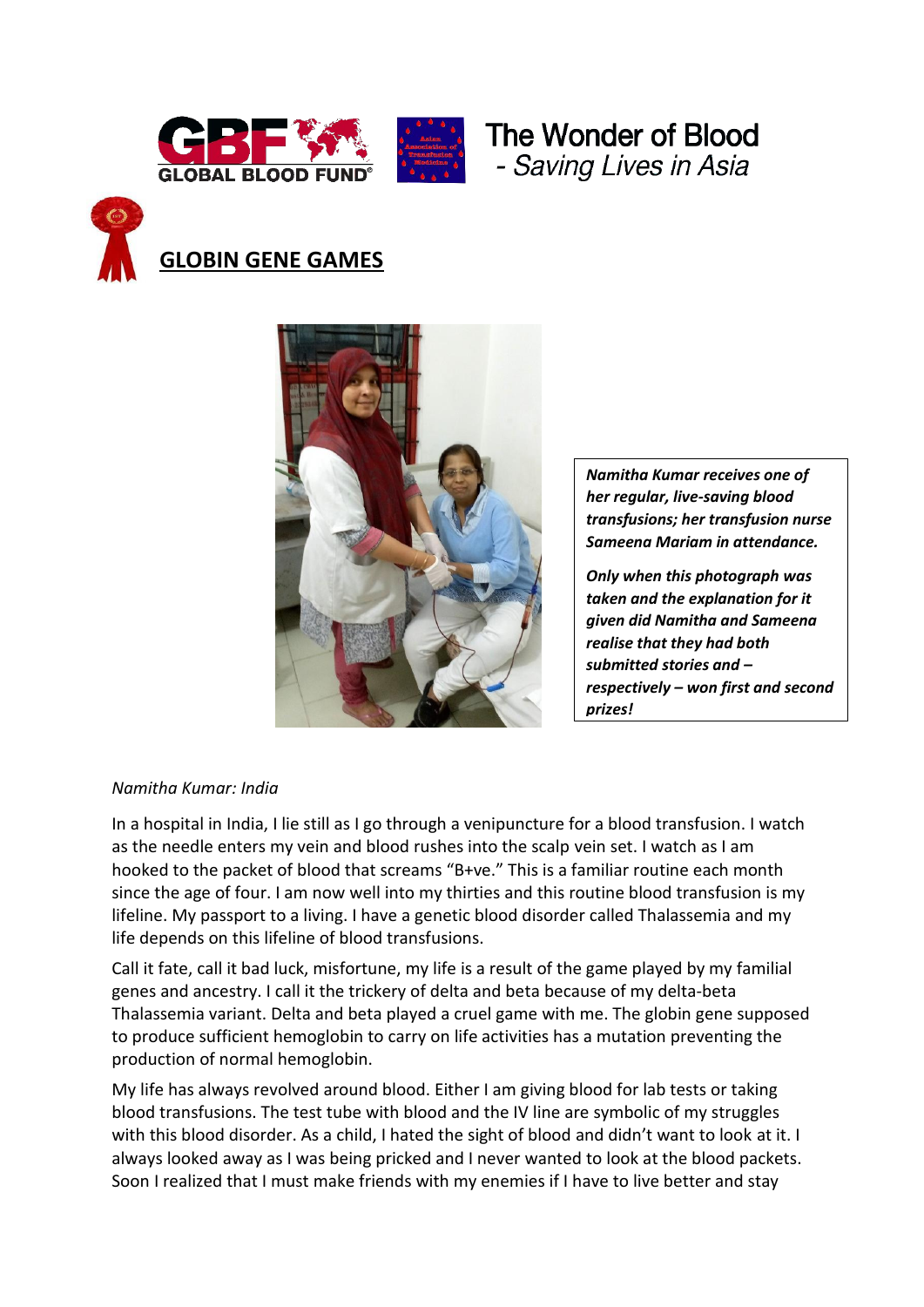The Wonder of Blood
*- Saving Lives in Asia*

# GLOBIN GENE GAMES

***Namitha Kumar receives one of her regular, live-saving blood transfusions; her transfusion nurse Sameena Mariam in attendance.***

***Only when this photograph was taken and the explanation for it given did Namitha and Sameena realise that they had both submitted stories and – respectively – won first and second prizes!***

*Namitha Kumar: India*

In a hospital in India, I lie still as I go through a venipuncture for a blood transfusion. I watch as the needle enters my vein and blood rushes into the scalp vein set. I watch as I am hooked to the packet of blood that screams "B+ve." This is a familiar routine each month since the age of four. I am now well into my thirties and this routine blood transfusion is my lifeline. My passport to a living. I have a genetic blood disorder called Thalassemia and my life depends on this lifeline of blood transfusions.

Call it fate, call it bad luck, misfortune, my life is a result of the game played by my familial genes and ancestry. I call it the trickery of delta and beta because of my delta-beta Thalassemia variant. Delta and beta played a cruel game with me. The globin gene supposed to produce sufficient hemoglobin to carry on life activities has a mutation preventing the production of normal hemoglobin.

My life has always revolved around blood. Either I am giving blood for lab tests or taking blood transfusions. The test tube with blood and the IV line are symbolic of my struggles with this blood disorder. As a child, I hated the sight of blood and didn't want to look at it. I always looked away as I was being pricked and I never wanted to look at the blood packets. Soon I realized that I must make friends with my enemies if I have to live better and stay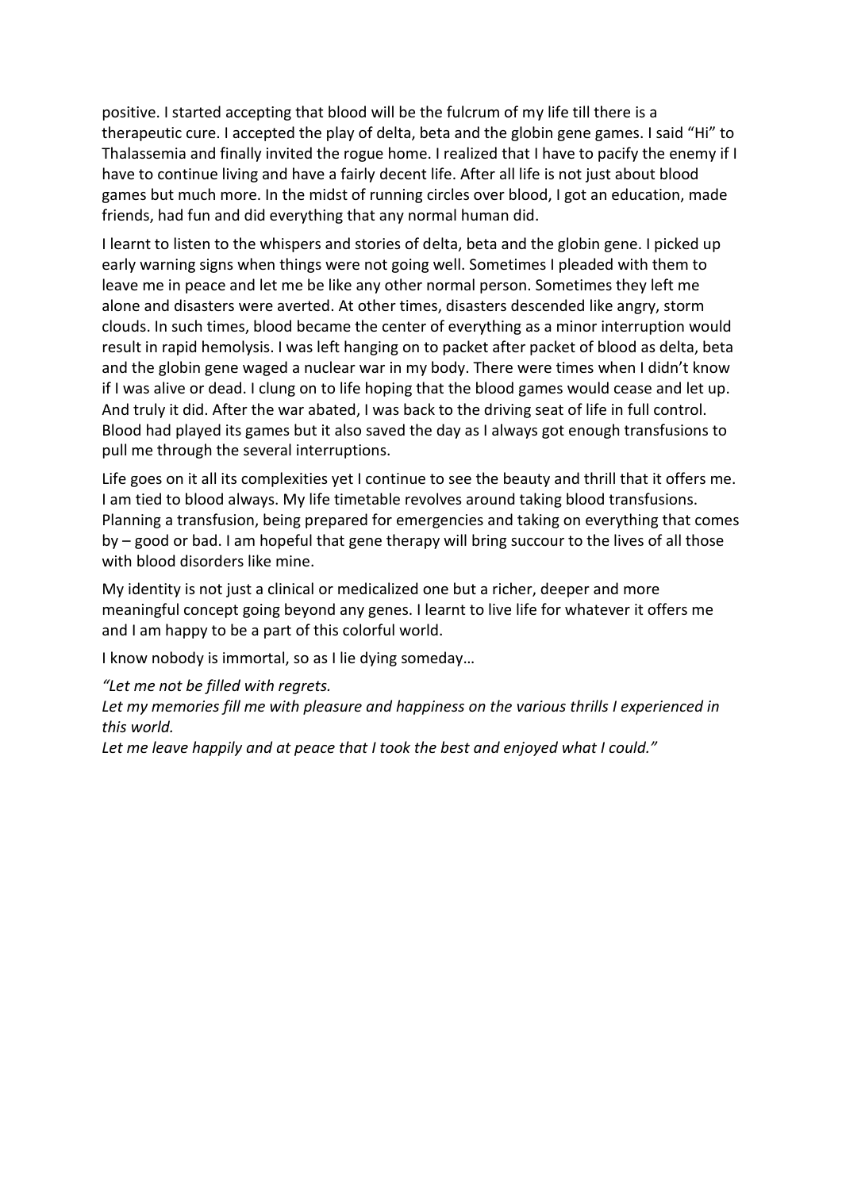positive. I started accepting that blood will be the fulcrum of my life till there is a therapeutic cure. I accepted the play of delta, beta and the globin gene games. I said "Hi" to Thalassemia and finally invited the rogue home. I realized that I have to pacify the enemy if I have to continue living and have a fairly decent life. After all life is not just about blood games but much more. In the midst of running circles over blood, I got an education, made friends, had fun and did everything that any normal human did.

I learnt to listen to the whispers and stories of delta, beta and the globin gene. I picked up early warning signs when things were not going well. Sometimes I pleaded with them to leave me in peace and let me be like any other normal person. Sometimes they left me alone and disasters were averted. At other times, disasters descended like angry, storm clouds. In such times, blood became the center of everything as a minor interruption would result in rapid hemolysis. I was left hanging on to packet after packet of blood as delta, beta and the globin gene waged a nuclear war in my body. There were times when I didn't know if I was alive or dead. I clung on to life hoping that the blood games would cease and let up. And truly it did. After the war abated, I was back to the driving seat of life in full control. Blood had played its games but it also saved the day as I always got enough transfusions to pull me through the several interruptions.

Life goes on it all its complexities yet I continue to see the beauty and thrill that it offers me. I am tied to blood always. My life timetable revolves around taking blood transfusions. Planning a transfusion, being prepared for emergencies and taking on everything that comes by – good or bad. I am hopeful that gene therapy will bring succour to the lives of all those with blood disorders like mine.

My identity is not just a clinical or medicalized one but a richer, deeper and more meaningful concept going beyond any genes. I learnt to live life for whatever it offers me and I am happy to be a part of this colorful world.

I know nobody is immortal, so as I lie dying someday…

*"Let me not be filled with regrets.*
*Let my memories fill me with pleasure and happiness on the various thrills I experienced in this world.*
*Let me leave happily and at peace that I took the best and enjoyed what I could."*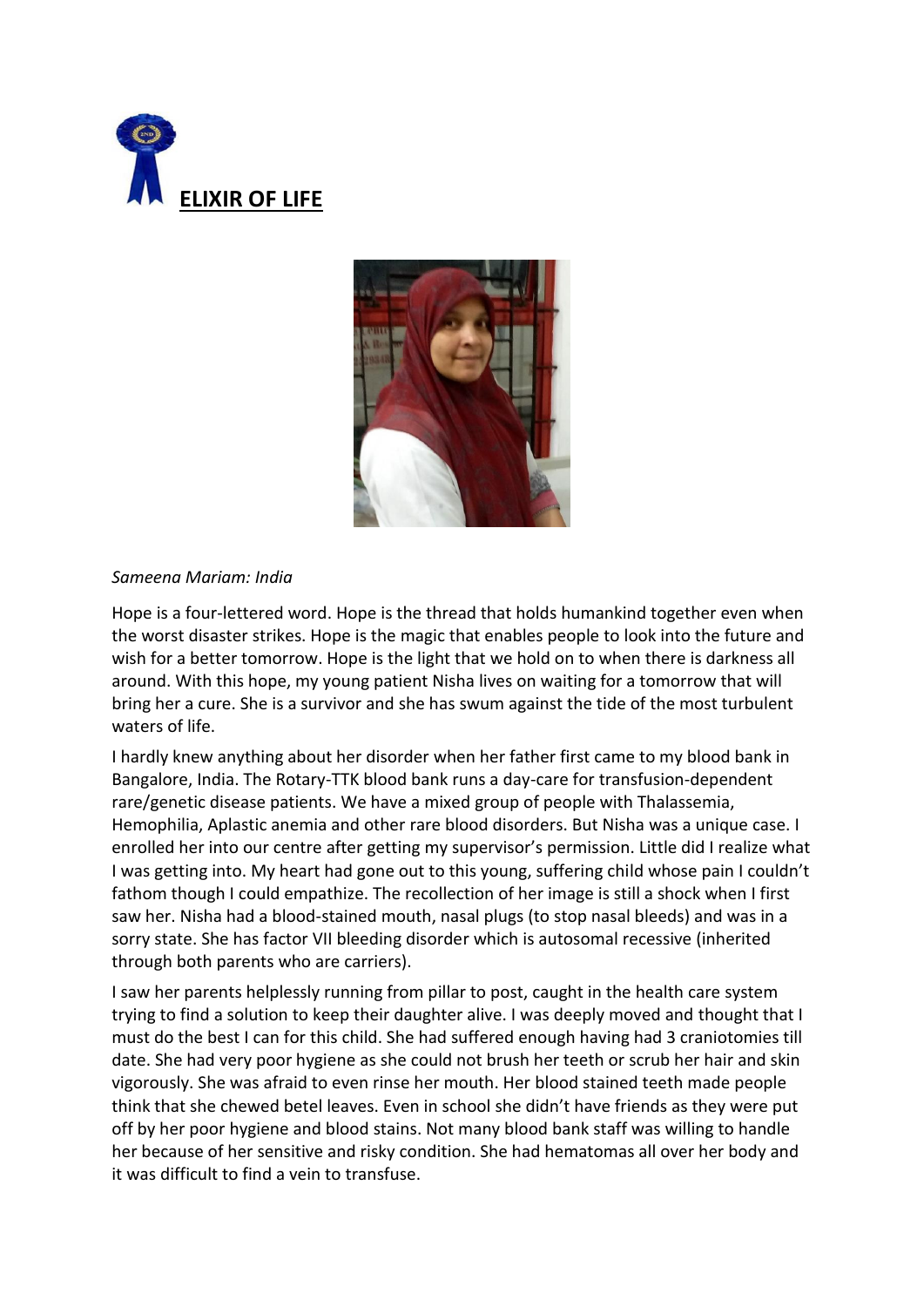# ELIXIR OF LIFE

*Sameena Mariam: India*

Hope is a four-lettered word. Hope is the thread that holds humankind together even when the worst disaster strikes. Hope is the magic that enables people to look into the future and wish for a better tomorrow. Hope is the light that we hold on to when there is darkness all around. With this hope, my young patient Nisha lives on waiting for a tomorrow that will bring her a cure. She is a survivor and she has swum against the tide of the most turbulent waters of life.

I hardly knew anything about her disorder when her father first came to my blood bank in Bangalore, India. The Rotary-TTK blood bank runs a day-care for transfusion-dependent rare/genetic disease patients. We have a mixed group of people with Thalassemia, Hemophilia, Aplastic anemia and other rare blood disorders. But Nisha was a unique case. I enrolled her into our centre after getting my supervisor's permission. Little did I realize what I was getting into. My heart had gone out to this young, suffering child whose pain I couldn't fathom though I could empathize. The recollection of her image is still a shock when I first saw her. Nisha had a blood-stained mouth, nasal plugs (to stop nasal bleeds) and was in a sorry state. She has factor VII bleeding disorder which is autosomal recessive (inherited through both parents who are carriers).

I saw her parents helplessly running from pillar to post, caught in the health care system trying to find a solution to keep their daughter alive. I was deeply moved and thought that I must do the best I can for this child. She had suffered enough having had 3 craniotomies till date. She had very poor hygiene as she could not brush her teeth or scrub her hair and skin vigorously. She was afraid to even rinse her mouth. Her blood stained teeth made people think that she chewed betel leaves. Even in school she didn't have friends as they were put off by her poor hygiene and blood stains. Not many blood bank staff was willing to handle her because of her sensitive and risky condition. She had hematomas all over her body and it was difficult to find a vein to transfuse.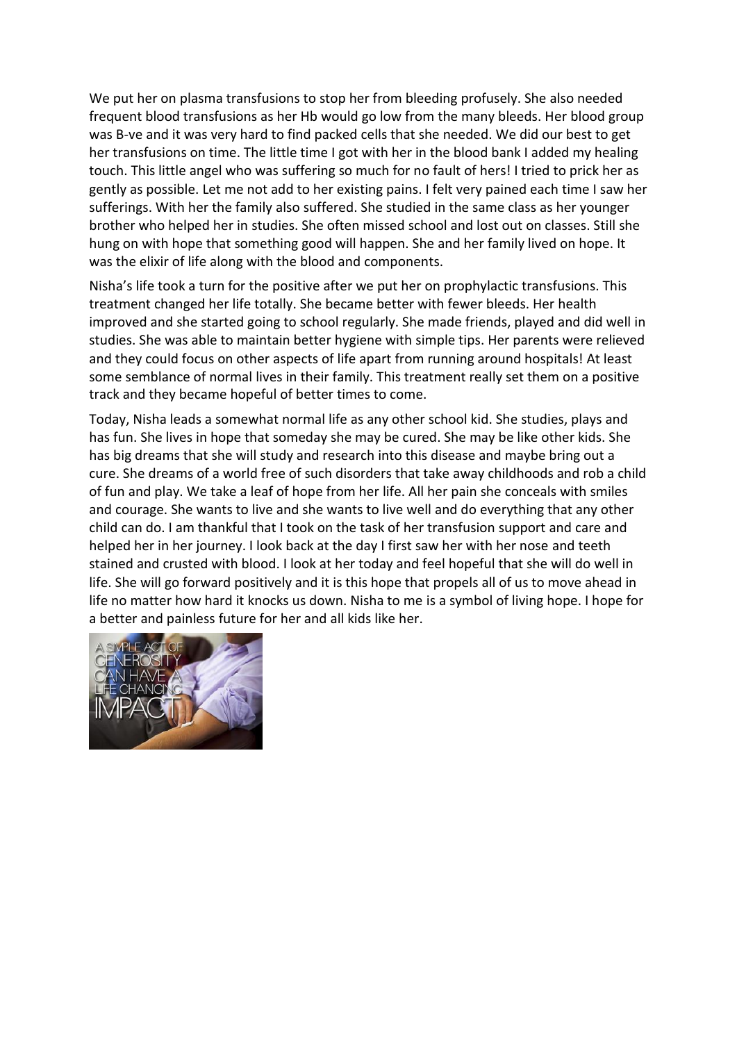We put her on plasma transfusions to stop her from bleeding profusely. She also needed frequent blood transfusions as her Hb would go low from the many bleeds. Her blood group was B-ve and it was very hard to find packed cells that she needed. We did our best to get her transfusions on time. The little time I got with her in the blood bank I added my healing touch. This little angel who was suffering so much for no fault of hers! I tried to prick her as gently as possible. Let me not add to her existing pains. I felt very pained each time I saw her sufferings. With her the family also suffered. She studied in the same class as her younger brother who helped her in studies. She often missed school and lost out on classes. Still she hung on with hope that something good will happen. She and her family lived on hope. It was the elixir of life along with the blood and components.

Nisha's life took a turn for the positive after we put her on prophylactic transfusions. This treatment changed her life totally. She became better with fewer bleeds. Her health improved and she started going to school regularly. She made friends, played and did well in studies. She was able to maintain better hygiene with simple tips. Her parents were relieved and they could focus on other aspects of life apart from running around hospitals! At least some semblance of normal lives in their family. This treatment really set them on a positive track and they became hopeful of better times to come.

Today, Nisha leads a somewhat normal life as any other school kid. She studies, plays and has fun. She lives in hope that someday she may be cured. She may be like other kids. She has big dreams that she will study and research into this disease and maybe bring out a cure. She dreams of a world free of such disorders that take away childhoods and rob a child of fun and play. We take a leaf of hope from her life. All her pain she conceals with smiles and courage. She wants to live and she wants to live well and do everything that any other child can do. I am thankful that I took on the task of her transfusion support and care and helped her in her journey. I look back at the day I first saw her with her nose and teeth stained and crusted with blood. I look at her today and feel hopeful that she will do well in life. She will go forward positively and it is this hope that propels all of us to move ahead in life no matter how hard it knocks us down. Nisha to me is a symbol of living hope. I hope for a better and painless future for her and all kids like her.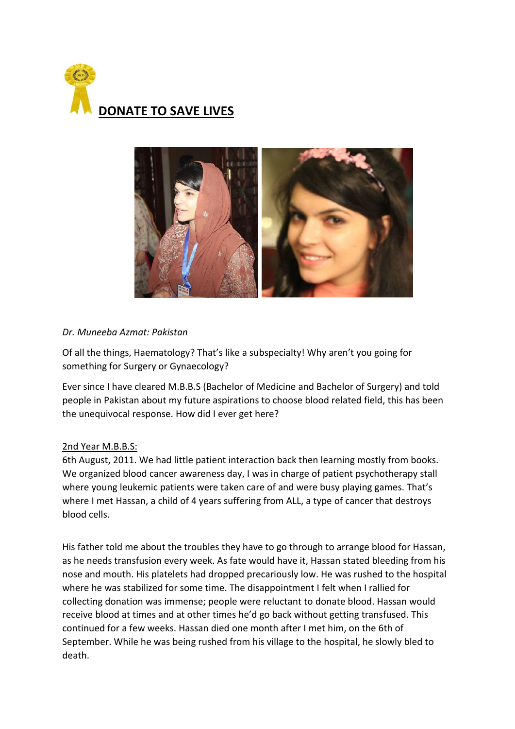# DONATE TO SAVE LIVES

*Dr. Muneeba Azmat: Pakistan*

Of all the things, Haematology? That's like a subspecialty! Why aren't you going for something for Surgery or Gynaecology?

Ever since I have cleared M.B.B.S (Bachelor of Medicine and Bachelor of Surgery) and told people in Pakistan about my future aspirations to choose blood related field, this has been the unequivocal response. How did I ever get here?

<u>2nd Year M.B.B.S:</u>
6th August, 2011. We had little patient interaction back then learning mostly from books. We organized blood cancer awareness day, I was in charge of patient psychotherapy stall where young leukemic patients were taken care of and were busy playing games. That's where I met Hassan, a child of 4 years suffering from ALL, a type of cancer that destroys blood cells.

His father told me about the troubles they have to go through to arrange blood for Hassan, as he needs transfusion every week. As fate would have it, Hassan stated bleeding from his nose and mouth. His platelets had dropped precariously low. He was rushed to the hospital where he was stabilized for some time. The disappointment I felt when I rallied for collecting donation was immense; people were reluctant to donate blood. Hassan would receive blood at times and at other times he'd go back without getting transfused. This continued for a few weeks. Hassan died one month after I met him, on the 6th of September. While he was being rushed from his village to the hospital, he slowly bled to death.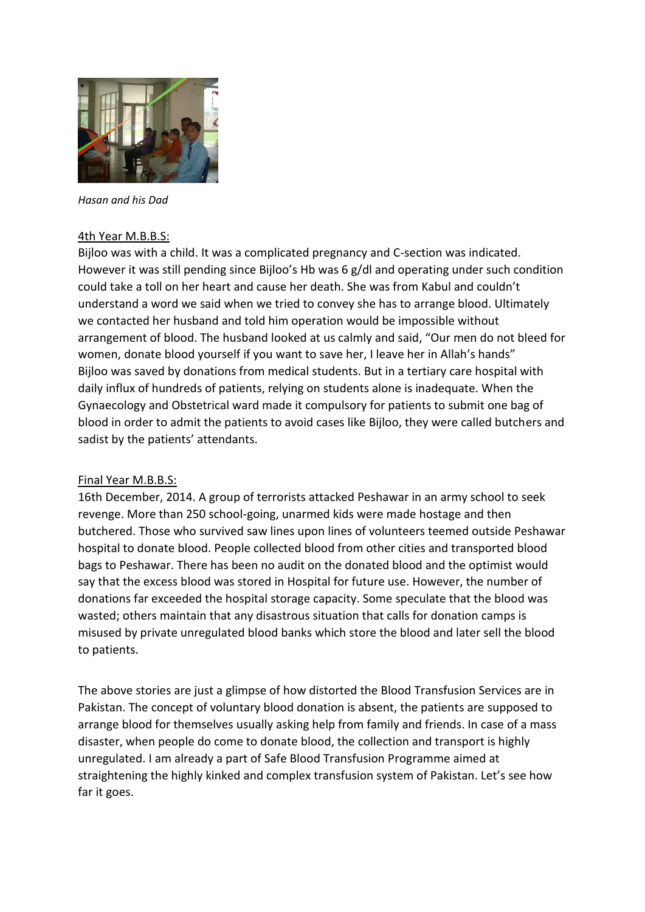*Hasan and his Dad*

4th Year M.B.B.S:

Bijloo was with a child. It was a complicated pregnancy and C-section was indicated. However it was still pending since Bijloo's Hb was 6 g/dl and operating under such condition could take a toll on her heart and cause her death. She was from Kabul and couldn't understand a word we said when we tried to convey she has to arrange blood. Ultimately we contacted her husband and told him operation would be impossible without arrangement of blood. The husband looked at us calmly and said, "Our men do not bleed for women, donate blood yourself if you want to save her, I leave her in Allah's hands" Bijloo was saved by donations from medical students. But in a tertiary care hospital with daily influx of hundreds of patients, relying on students alone is inadequate. When the Gynaecology and Obstetrical ward made it compulsory for patients to submit one bag of blood in order to admit the patients to avoid cases like Bijloo, they were called butchers and sadist by the patients' attendants.

Final Year M.B.B.S:

16th December, 2014. A group of terrorists attacked Peshawar in an army school to seek revenge. More than 250 school-going, unarmed kids were made hostage and then butchered. Those who survived saw lines upon lines of volunteers teemed outside Peshawar hospital to donate blood. People collected blood from other cities and transported blood bags to Peshawar. There has been no audit on the donated blood and the optimist would say that the excess blood was stored in Hospital for future use. However, the number of donations far exceeded the hospital storage capacity. Some speculate that the blood was wasted; others maintain that any disastrous situation that calls for donation camps is misused by private unregulated blood banks which store the blood and later sell the blood to patients.

The above stories are just a glimpse of how distorted the Blood Transfusion Services are in Pakistan. The concept of voluntary blood donation is absent, the patients are supposed to arrange blood for themselves usually asking help from family and friends. In case of a mass disaster, when people do come to donate blood, the collection and transport is highly unregulated. I am already a part of Safe Blood Transfusion Programme aimed at straightening the highly kinked and complex transfusion system of Pakistan. Let's see how far it goes.